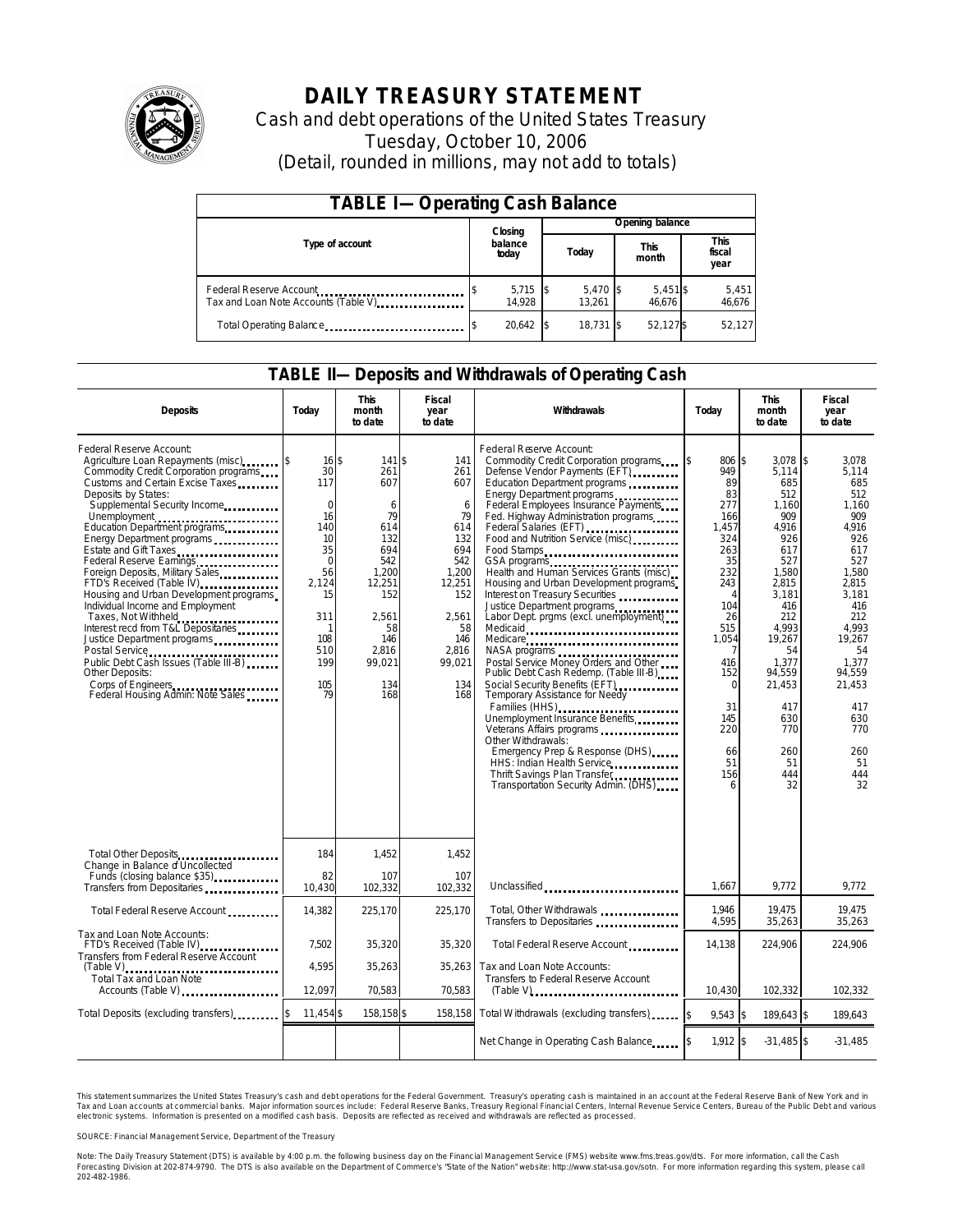# DAILY TREASURY STATEMENT

Cash and debt operations of the United States Treasury

Tuesday, October 10, 2006

(Detail, rounded in millions, may not add to totals)

## TABLE I—Operating Cash Balance

| Type of account | Closing balance today | Opening balance Today | Opening balance This month | Opening balance This fiscal year |
|---|---|---|---|---|
| Federal Reserve Account | $ 5,715 | $ 5,470 | $ 5,451 | $ 5,451 |
| Tax and Loan Note Accounts (Table V) | 14,928 | 13,261 | 46,676 | 46,676 |
| Total Operating Balance | $ 20,642 | $ 18,731 | $ 52,127 | $ 52,127 |

## TABLE II—Deposits and Withdrawals of Operating Cash

| Deposits | Today | This month to date | Fiscal year to date | Withdrawals | Today | This month to date | Fiscal year to date |
|---|---|---|---|---|---|---|---|
| Federal Reserve Account: | | | | Federal Reserve Account: | | | |
| Agriculture Loan Repayments (misc) | $ 16 | $ 141 | $ 141 | Commodity Credit Corporation programs | $ 806 | $ 3,078 | $ 3,078 |
| Commodity Credit Corporation programs | 30 | 261 | 261 | Defense Vendor Payments (EFT) | 949 | 5,114 | 5,114 |
| Customs and Certain Excise Taxes | 117 | 607 | 607 | Education Department programs | 89 | 685 | 685 |
| Deposits by States: | | | | Energy Department programs | 83 | 512 | 512 |
| Supplemental Security Income | 0 | 6 | 6 | Federal Employees Insurance Payments | 277 | 1,160 | 1,160 |
| Unemployment | 16 | 79 | 79 | Fed. Highway Administration programs | 166 | 909 | 909 |
| Education Department programs | 140 | 614 | 614 | Federal Salaries (EFT) | 1,457 | 4,916 | 4,916 |
| Energy Department programs | 10 | 132 | 132 | Food and Nutrition Service (misc) | 324 | 926 | 926 |
| Estate and Gift Taxes | 35 | 694 | 694 | Food Stamps | 263 | 617 | 617 |
| Federal Reserve Earnings | 0 | 542 | 542 | GSA programs | 35 | 527 | 527 |
| Foreign Deposits, Military Sales | 56 | 1,200 | 1,200 | Health and Human Services Grants (misc) | 232 | 1,580 | 1,580 |
| FTD's Received (Table IV) | 2,124 | 12,251 | 12,251 | Housing and Urban Development programs | 243 | 2,815 | 2,815 |
| Housing and Urban Development programs | 15 | 152 | 152 | Interest on Treasury Securities | 4 | 3,181 | 3,181 |
| Individual Income and Employment | | | | Justice Department programs | 104 | 416 | 416 |
| Taxes, Not Withheld | 311 | 2,561 | 2,561 | Labor Dept. prgms (excl. unemployment) | 26 | 212 | 212 |
| Interest recd from T&L Depositaries | 1 | 58 | 58 | Medicaid | 515 | 4,993 | 4,993 |
| Justice Department programs | 108 | 146 | 146 | Medicare | 1,054 | 19,267 | 19,267 |
| Postal Service | 510 | 2,816 | 2,816 | NASA programs | 7 | 54 | 54 |
| Public Debt Cash Issues (Table III-B) | 199 | 99,021 | 99,021 | Postal Service Money Orders and Other | 416 | 1,377 | 1,377 |
| Other Deposits: | | | | Public Debt Cash Redemp. (Table III-B) | 152 | 94,559 | 94,559 |
| Corps of Engineers | 105 | 134 | 134 | Social Security Benefits (EFT) | 0 | 21,453 | 21,453 |
| Federal Housing Admin: Note Sales | 79 | 168 | 168 | Temporary Assistance for Needy Families (HHS) | 31 | 417 | 417 |
| | | | | Unemployment Insurance Benefits | 145 | 630 | 630 |
| | | | | Veterans Affairs programs | 220 | 770 | 770 |
| | | | | Other Withdrawals: | | | |
| | | | | Emergency Prep & Response (DHS) | 66 | 260 | 260 |
| | | | | HHS: Indian Health Service | 51 | 51 | 51 |
| | | | | Thrift Savings Plan Transfer | 156 | 444 | 444 |
| | | | | Transportation Security Admin. (DHS) | 6 | 32 | 32 |
| Total Other Deposits | 184 | 1,452 | 1,452 | | | | |
| Change in Balance of Uncollected Funds (closing balance $35) | 82 | 107 | 107 | | | | |
| Transfers from Depositaries | 10,430 | 102,332 | 102,332 | Unclassified | 1,667 | 9,772 | 9,772 |
| Total Federal Reserve Account | 14,382 | 225,170 | 225,170 | Total, Other Withdrawals | 1,946 | 19,475 | 19,475 |
| | | | | Transfers to Depositaries | 4,595 | 35,263 | 35,263 |
| Tax and Loan Note Accounts: | | | | | | | |
| FTD's Received (Table IV) | 7,502 | 35,320 | 35,320 | Total Federal Reserve Account | 14,138 | 224,906 | 224,906 |
| Transfers from Federal Reserve Account (Table V) | 4,595 | 35,263 | 35,263 | Tax and Loan Note Accounts: | | | |
| Total Tax and Loan Note Accounts (Table V) | 12,097 | 70,583 | 70,583 | Transfers to Federal Reserve Account (Table V) | 10,430 | 102,332 | 102,332 |
| Total Deposits (excluding transfers) | $ 11,454 | $ 158,158 | $ 158,158 | Total Withdrawals (excluding transfers) | $ 9,543 | $ 189,643 | $ 189,643 |
| | | | | Net Change in Operating Cash Balance | $ 1,912 | $ -31,485 | $ -31,485 |

This statement summarizes the United States Treasury's cash and debt operations for the Federal Government. Treasury's operating cash is maintained in an account at the Federal Reserve Bank of New York and in Tax and Loan accounts at commercial banks. Major information sources include: Federal Reserve Banks, Treasury Regional Financial Centers, Internal Revenue Service Centers, Bureau of the Public Debt and various electronic systems. Information is presented on a modified cash basis. Deposits are reflected as received and withdrawals are reflected as processed.

SOURCE: Financial Management Service, Department of the Treasury

Note: The Daily Treasury Statement (DTS) is available by 4:00 p.m. the following business day on the Financial Management Service (FMS) website www.fms.treas.gov/dts. For more information, call the Cash Forecasting Division at 202-874-9790. The DTS is also available on the Department of Commerce's "State of the Nation" website: http://www.stat-usa.gov/sotn. For more information regarding this system, please call 202-482-1986.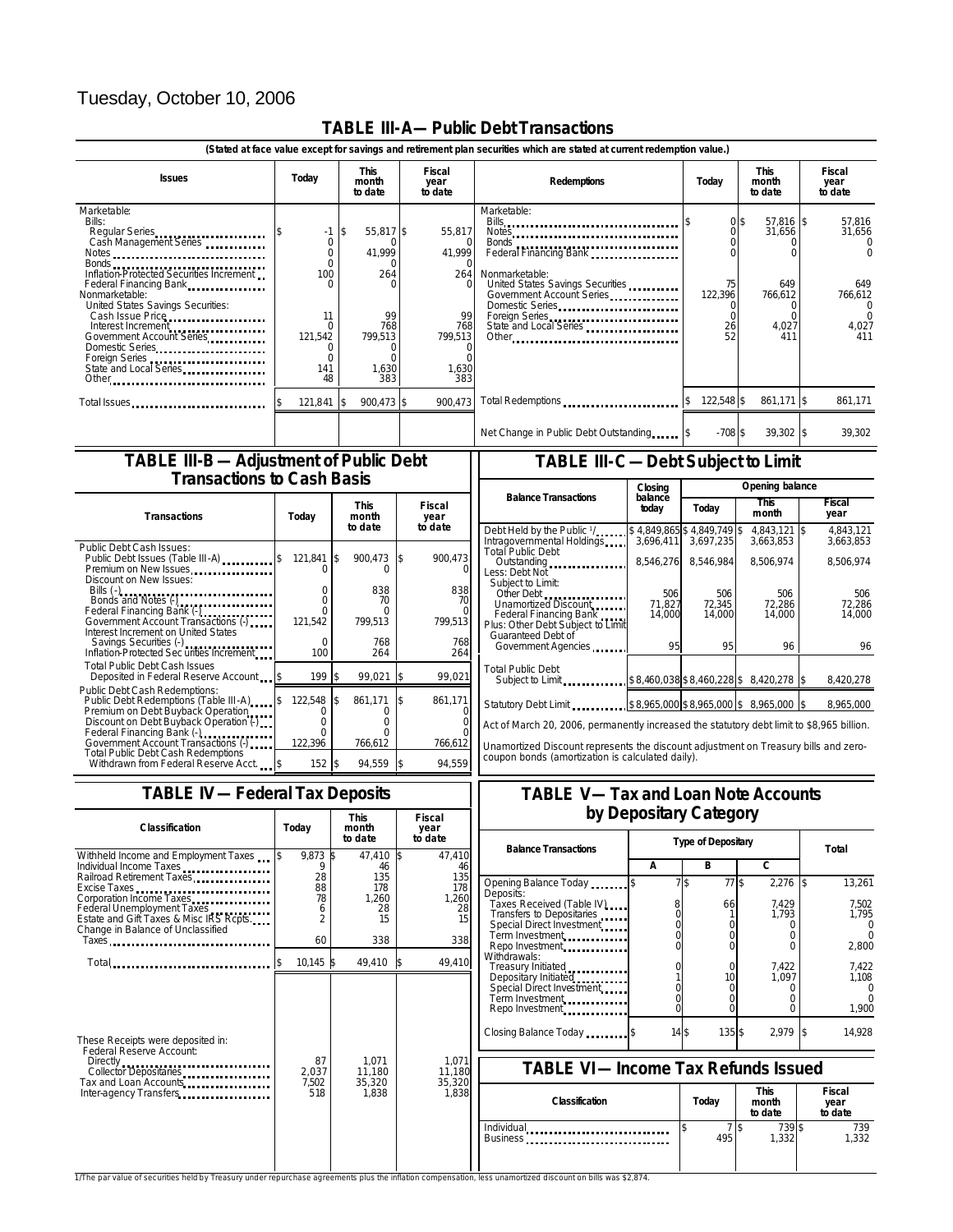Tuesday, October 10, 2006

## TABLE III-A — Public Debt Transactions

(Stated at face value except for savings and retirement plan securities which are stated at current redemption value.)

| Issues | Today | This month to date | Fiscal year to date | Redemptions | Today | This month to date | Fiscal year to date |
|---|---|---|---|---|---|---|---|
| Marketable: | | | | Marketable: | | | |
| Bills: | | | | Bills | $ 0 | $ 57,816 | $ 57,816 |
| Regular Series | $ -1 | $ 55,817 | $ 55,817 | Notes | 0 | 31,656 | 31,656 |
| Cash Management Series | 0 | 0 | 0 | Bonds | 0 | 0 | 0 |
| Notes | 0 | 41,999 | 41,999 | Federal Financing Bank | 0 | 0 | 0 |
| Bonds | 0 | 0 | 0 | | | | |
| Inflation-Protected Securities Increment | 100 | 264 | 264 | Nonmarketable: | | | |
| Federal Financing Bank | 0 | 0 | 0 | United States Savings Securities | 75 | 649 | 649 |
| Nonmarketable: | | | | Government Account Series | 122,396 | 766,612 | 766,612 |
| United States Savings Securities: | | | | Domestic Series | 0 | 0 | 0 |
| Cash Issue Price | 11 | 99 | 99 | Foreign Series | 0 | 0 | 0 |
| Interest Increment | 0 | 768 | 768 | State and Local Series | 26 | 4,027 | 4,027 |
| Government Account Series | 121,542 | 799,513 | 799,513 | Other | 52 | 411 | 411 |
| Domestic Series | 0 | 0 | 0 | | | | |
| Foreign Series | 0 | 0 | 0 | | | | |
| State and Local Series | 141 | 1,630 | 1,630 | | | | |
| Other | 48 | 383 | 383 | | | | |
| Total Issues | $ 121,841 | $ 900,473 | $ 900,473 | Total Redemptions | $ 122,548 | $ 861,171 | $ 861,171 |
| | | | | Net Change in Public Debt Outstanding | $ -708 | $ 39,302 | $ 39,302 |

## TABLE III-B — Adjustment of Public Debt Transactions to Cash Basis

| Transactions | Today | This month to date | Fiscal year to date |
|---|---|---|---|
| Public Debt Cash Issues: | | | |
| Public Debt Issues (Table III-A) | $ 121,841 | $ 900,473 | $ 900,473 |
| Premium on New Issues | 0 | 0 | 0 |
| Discount on New Issues: | | | |
| Bills (-) | 0 | 838 | 838 |
| Bonds and Notes (-) | 0 | 70 | 70 |
| Federal Financing Bank (-) | 0 | 0 | 0 |
| Government Account Transactions (-) | 121,542 | 799,513 | 799,513 |
| Interest Increment on United States Savings Securities (-) | 0 | 768 | 768 |
| Inflation-Protected Securities Increment | 100 | 264 | 264 |
| Total Public Debt Cash Issues Deposited in Federal Reserve Account | $ 199 | $ 99,021 | $ 99,021 |
| Public Debt Cash Redemptions: | | | |
| Public Debt Redemptions (Table III-A) | $ 122,548 | $ 861,171 | $ 861,171 |
| Premium on Debt Buyback Operation | 0 | 0 | 0 |
| Discount on Debt Buyback Operation (-) | 0 | 0 | 0 |
| Federal Financing Bank (-) | 0 | 0 | 0 |
| Government Account Transactions (-) | 122,396 | 766,612 | 766,612 |
| Total Public Debt Cash Redemptions Withdrawn from Federal Reserve Acct. | $ 152 | $ 94,559 | $ 94,559 |

## TABLE III-C — Debt Subject to Limit

| Balance Transactions | Closing balance today | Opening balance Today | Opening balance This month | Opening balance Fiscal year |
|---|---|---|---|---|
| Debt Held by the Public [1] | $ 4,849,865 | $ 4,849,749 | $ 4,843,121 | $ 4,843,121 |
| Intragovernmental Holdings | 3,696,411 | 3,697,235 | 3,663,853 | 3,663,853 |
| Total Public Debt Outstanding | 8,546,276 | 8,546,984 | 8,506,974 | 8,506,974 |
| Less: Debt Not Subject to Limit: | | | | |
| Other Debt | 506 | 506 | 506 | 506 |
| Unamortized Discount | 71,827 | 72,345 | 72,286 | 72,286 |
| Federal Financing Bank | 14,000 | 14,000 | 14,000 | 14,000 |
| Plus: Other Debt Subject to Limit | | | | |
| Guaranteed Debt of Government Agencies | 95 | 95 | 96 | 96 |
| Total Public Debt Subject to Limit | $ 8,460,038 | $ 8,460,228 | $ 8,420,278 | $ 8,420,278 |
| Statutory Debt Limit | $ 8,965,000 | $ 8,965,000 | $ 8,965,000 | $ 8,965,000 |

Act of March 20, 2006, permanently increased the statutory debt limit to $8,965 billion.

Unamortized Discount represents the discount adjustment on Treasury bills and zero-coupon bonds (amortization is calculated daily).

## TABLE IV — Federal Tax Deposits

| Classification | Today | This month to date | Fiscal year to date |
|---|---|---|---|
| Withheld Income and Employment Taxes | $ 9,873 | $ 47,410 | $ 47,410 |
| Individual Income Taxes | 9 | 46 | 46 |
| Railroad Retirement Taxes | 28 | 135 | 135 |
| Excise Taxes | 88 | 178 | 178 |
| Corporation Income Taxes | 78 | 1,260 | 1,260 |
| Federal Unemployment Taxes | 6 | 28 | 28 |
| Estate and Gift Taxes & Misc IRS Rcpts. | 2 | 15 | 15 |
| Change in Balance of Unclassified Taxes | 60 | 338 | 338 |
| Total | $ 10,145 | $ 49,410 | $ 49,410 |
| These Receipts were deposited in: | | | |
| Federal Reserve Account: | | | |
| Directly | 87 | 1,071 | 1,071 |
| Collector Depositaries | 2,037 | 11,180 | 11,180 |
| Tax and Loan Accounts | 7,502 | 35,320 | 35,320 |
| Inter-agency Transfers | 518 | 1,838 | 1,838 |

## TABLE V — Tax and Loan Note Accounts by Depositary Category

| Balance Transactions | Type of Depositary A | Type of Depositary B | Type of Depositary C | Total |
|---|---|---|---|---|
| Opening Balance Today | $ 7 | $ 77 | $ 2,276 | $ 13,261 |
| Deposits: | | | | |
| Taxes Received (Table IV) | 8 | 66 | 7,429 | 7,502 |
| Transfers to Depositaries | 0 | 1 | 1,793 | 1,795 |
| Special Direct Investment | 0 | 0 | 0 | 0 |
| Term Investment | 0 | 0 | 0 | 0 |
| Repo Investment | 0 | 0 | 0 | 2,800 |
| Withdrawals: | | | | |
| Treasury Initiated | 0 | 0 | 7,422 | 7,422 |
| Depositary Initiated | 1 | 10 | 1,097 | 1,108 |
| Special Direct Investment | 0 | 0 | 0 | 0 |
| Term Investment | 0 | 0 | 0 | 0 |
| Repo Investment | 0 | 0 | 0 | 1,900 |
| Closing Balance Today | $ 14 | $ 135 | $ 2,979 | $ 14,928 |

## TABLE VI — Income Tax Refunds Issued

| Classification | Today | This month to date | Fiscal year to date |
|---|---|---|---|
| Individual | $ 7 | $ 739 | $ 739 |
| Business | 495 | 1,332 | 1,332 |

1/The par value of securities held by Treasury under repurchase agreements plus the inflation compensation, less unamortized discount on bills was $2,874.